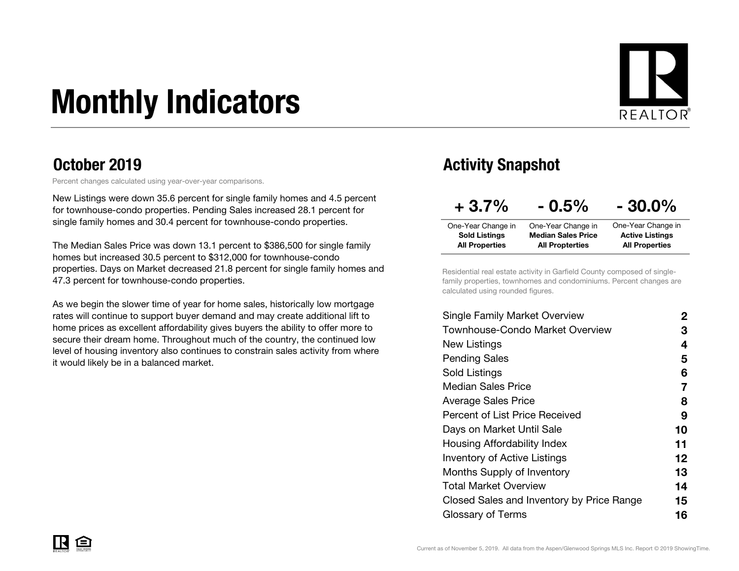# Monthly Indicators

REALTOR®

## October 2019

Percent changes calculated using year-over-year comparisons.

New Listings were down 35.6 percent for single family homes and 4.5 percent for townhouse-condo properties. Pending Sales increased 28.1 percent for single family homes and 30.4 percent for townhouse-condo properties.

The Median Sales Price was down 13.1 percent to $386,500 for single family homes but increased 30.5 percent to $312,000 for townhouse-condo properties. Days on Market decreased 21.8 percent for single family homes and 47.3 percent for townhouse-condo properties.

As we begin the slower time of year for home sales, historically low mortgage rates will continue to support buyer demand and may create additional lift to home prices as excellent affordability gives buyers the ability to offer more to secure their dream home. Throughout much of the country, the continued low level of housing inventory also continues to constrain sales activity from where it would likely be in a balanced market.

## Activity Snapshot

| + 3.7% | - 0.5% | - 30.0% |
|---|---|---|
| One-Year Change in **Sold Listings All Properties** | One-Year Change in **Median Sales Price All Propterties** | One-Year Change in **Active Listings All Properties** |

Residential real estate activity in Garfield County composed of single-family properties, townhomes and condominiums. Percent changes are calculated using rounded figures.

| | |
|---|---|
| Single Family Market Overview | 2 |
| Townhouse-Condo Market Overview | 3 |
| New Listings | 4 |
| Pending Sales | 5 |
| Sold Listings | 6 |
| Median Sales Price | 7 |
| Average Sales Price | 8 |
| Percent of List Price Received | 9 |
| Days on Market Until Sale | 10 |
| Housing Affordability Index | 11 |
| Inventory of Active Listings | 12 |
| Months Supply of Inventory | 13 |
| Total Market Overview | 14 |
| Closed Sales and Inventory by Price Range | 15 |
| Glossary of Terms | 16 |

Current as of November 5, 2019. All data from the Aspen/Glenwood Springs MLS Inc. Report © 2019 ShowingTime.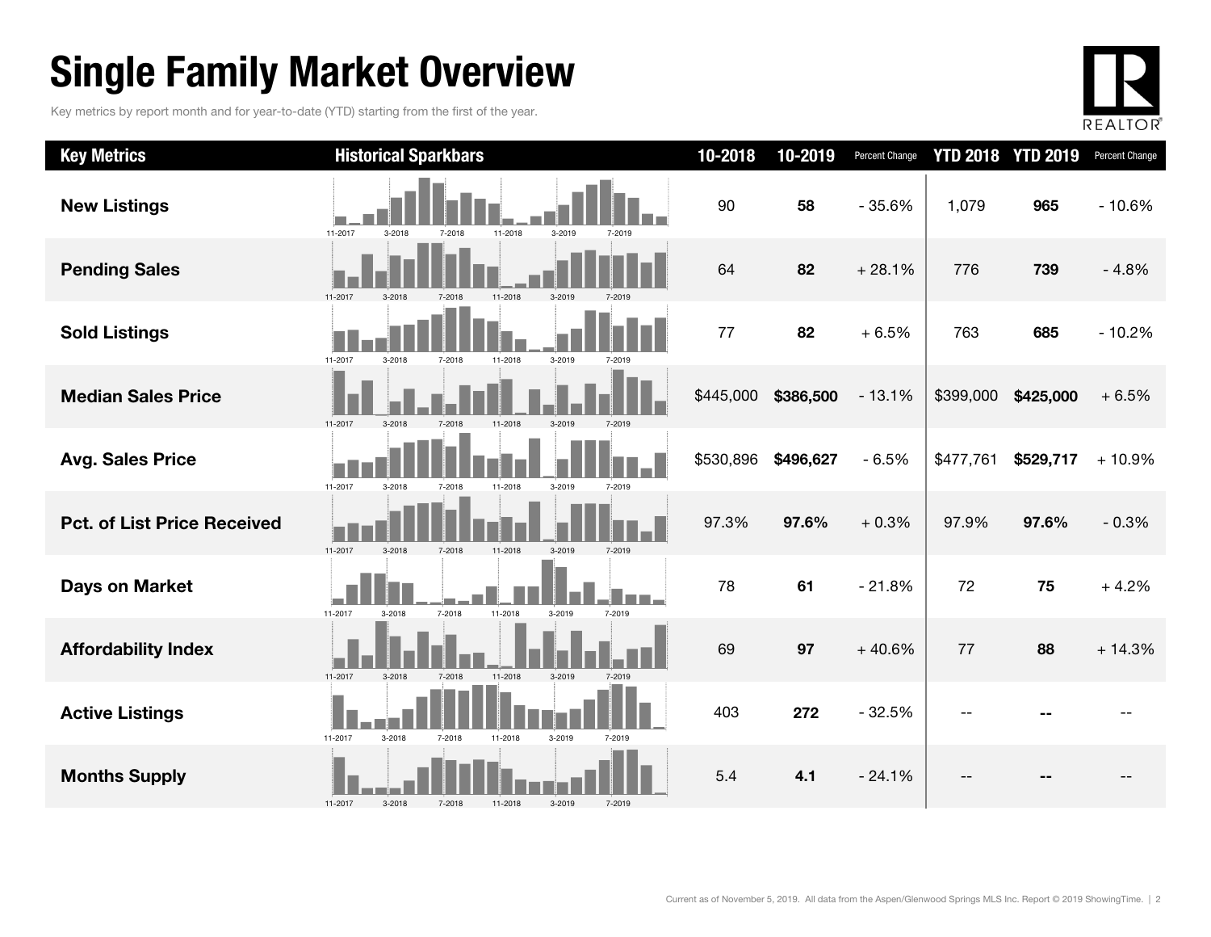# Single Family Market Overview

Key metrics by report month and for year-to-date (YTD) starting from the first of the year.

| Key Metrics | Historical Sparkbars | 10-2018 | 10-2019 | Percent Change | YTD 2018 | YTD 2019 | Percent Change |
|---|---|---|---|---|---|---|---|
| **New Listings** | 11-2017 3-2018 7-2018 11-2018 3-2019 7-2019 | 90 | **58** | - 35.6% | 1,079 | **965** | - 10.6% |
| **Pending Sales** | 11-2017 3-2018 7-2018 11-2018 3-2019 7-2019 | 64 | **82** | + 28.1% | 776 | **739** | - 4.8% |
| **Sold Listings** | 11-2017 3-2018 7-2018 11-2018 3-2019 7-2019 | 77 | **82** | + 6.5% | 763 | **685** | - 10.2% |
| **Median Sales Price** | 11-2017 3-2018 7-2018 11-2018 3-2019 7-2019 | $445,000 | **$386,500** | - 13.1% | $399,000 | **$425,000** | + 6.5% |
| **Avg. Sales Price** | 11-2017 3-2018 7-2018 11-2018 3-2019 7-2019 | $530,896 | **$496,627** | - 6.5% | $477,761 | **$529,717** | + 10.9% |
| **Pct. of List Price Received** | 11-2017 3-2018 7-2018 11-2018 3-2019 7-2019 | 97.3% | **97.6%** | + 0.3% | 97.9% | **97.6%** | - 0.3% |
| **Days on Market** | 11-2017 3-2018 7-2018 11-2018 3-2019 7-2019 | 78 | **61** | - 21.8% | 72 | **75** | + 4.2% |
| **Affordability Index** | 11-2017 3-2018 7-2018 11-2018 3-2019 7-2019 | 69 | **97** | + 40.6% | 77 | **88** | + 14.3% |
| **Active Listings** | 11-2017 3-2018 7-2018 11-2018 3-2019 7-2019 | 403 | **272** | - 32.5% | -- | **--** | -- |
| **Months Supply** | 11-2017 3-2018 7-2018 11-2018 3-2019 7-2019 | 5.4 | **4.1** | - 24.1% | -- | **--** | -- |

Current as of November 5, 2019. All data from the Aspen/Glenwood Springs MLS Inc. Report © 2019 ShowingTime.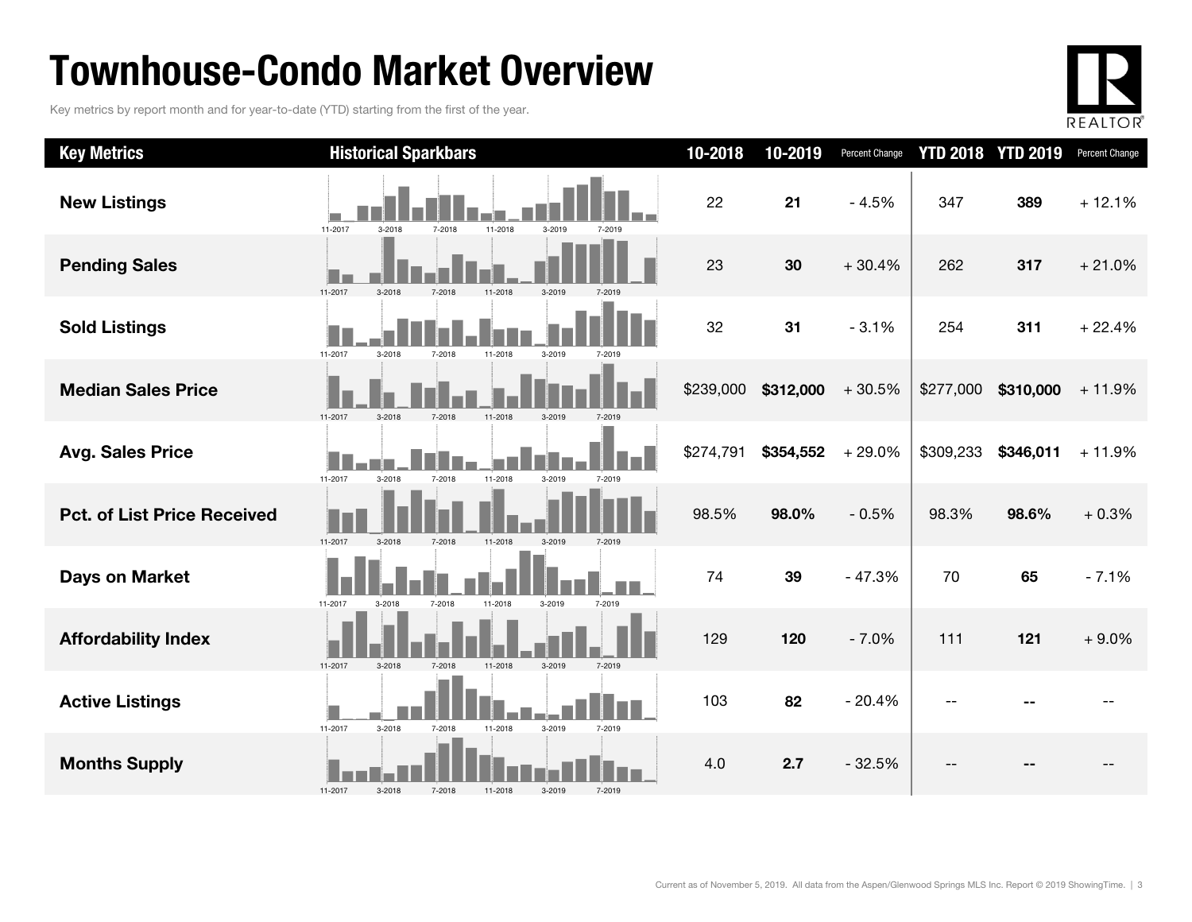# Townhouse-Condo Market Overview

Key metrics by report month and for year-to-date (YTD) starting from the first of the year.

| Key Metrics | Historical Sparkbars | 10-2018 | 10-2019 | Percent Change | YTD 2018 | YTD 2019 | Percent Change |
|---|---|---|---|---|---|---|---|
| **New Listings** | 11-2017 3-2018 7-2018 11-2018 3-2019 7-2019 | 22 | **21** | - 4.5% | 347 | **389** | + 12.1% |
| **Pending Sales** | 11-2017 3-2018 7-2018 11-2018 3-2019 7-2019 | 23 | **30** | + 30.4% | 262 | **317** | + 21.0% |
| **Sold Listings** | 11-2017 3-2018 7-2018 11-2018 3-2019 7-2019 | 32 | **31** | - 3.1% | 254 | **311** | + 22.4% |
| **Median Sales Price** | 11-2017 3-2018 7-2018 11-2018 3-2019 7-2019 | $239,000 | **$312,000** | + 30.5% | $277,000 | **$310,000** | + 11.9% |
| **Avg. Sales Price** | 11-2017 3-2018 7-2018 11-2018 3-2019 7-2019 | $274,791 | **$354,552** | + 29.0% | $309,233 | **$346,011** | + 11.9% |
| **Pct. of List Price Received** | 11-2017 3-2018 7-2018 11-2018 3-2019 7-2019 | 98.5% | **98.0%** | - 0.5% | 98.3% | **98.6%** | + 0.3% |
| **Days on Market** | 11-2017 3-2018 7-2018 11-2018 3-2019 7-2019 | 74 | **39** | - 47.3% | 70 | **65** | - 7.1% |
| **Affordability Index** | 11-2017 3-2018 7-2018 11-2018 3-2019 7-2019 | 129 | **120** | - 7.0% | 111 | **121** | + 9.0% |
| **Active Listings** | 11-2017 3-2018 7-2018 11-2018 3-2019 7-2019 | 103 | **82** | - 20.4% | -- | **--** | -- |
| **Months Supply** | 11-2017 3-2018 7-2018 11-2018 3-2019 7-2019 | 4.0 | **2.7** | - 32.5% | -- | **--** | -- |

Current as of November 5, 2019. All data from the Aspen/Glenwood Springs MLS Inc. Report © 2019 ShowingTime.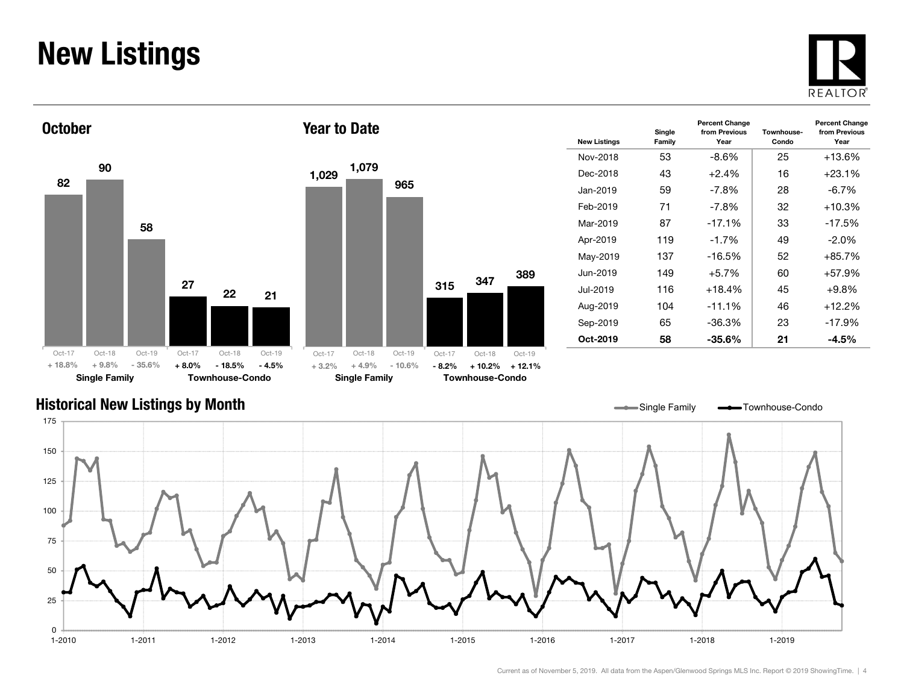# New Listings

## October

82
90
58
27
22
21

Oct-17 Oct-18 Oct-19 Oct-17 Oct-18 Oct-19

+ 18.8% + 9.8% - 35.6% + 8.0% - 18.5% - 4.5%

Single Family Townhouse-Condo

## Year to Date

1,029
1,079
965
315
347
389

Oct-17 Oct-18 Oct-19 Oct-17 Oct-18 Oct-19

+ 3.2% + 4.9% - 10.6% - 8.2% + 10.2% + 12.1%

Single Family Townhouse-Condo

| New Listings | Single Family | Percent Change from Previous Year | Townhouse-Condo | Percent Change from Previous Year |
|---|---|---|---|---|
| Nov-2018 | 53 | -8.6% | 25 | +13.6% |
| Dec-2018 | 43 | +2.4% | 16 | +23.1% |
| Jan-2019 | 59 | -7.8% | 28 | -6.7% |
| Feb-2019 | 71 | -7.8% | 32 | +10.3% |
| Mar-2019 | 87 | -17.1% | 33 | -17.5% |
| Apr-2019 | 119 | -1.7% | 49 | -2.0% |
| May-2019 | 137 | -16.5% | 52 | +85.7% |
| Jun-2019 | 149 | +5.7% | 60 | +57.9% |
| Jul-2019 | 116 | +18.4% | 45 | +9.8% |
| Aug-2019 | 104 | -11.1% | 46 | +12.2% |
| Sep-2019 | 65 | -36.3% | 23 | -17.9% |
| **Oct-2019** | **58** | **-35.6%** | **21** | **-4.5%** |

## Historical New Listings by Month

Single Family
Townhouse-Condo

175
150
125
100
75
50
25
0

1-2010 1-2011 1-2012 1-2013 1-2014 1-2015 1-2016 1-2017 1-2018 1-2019

Current as of November 5, 2019. All data from the Aspen/Glenwood Springs MLS Inc. Report © 2019 ShowingTime.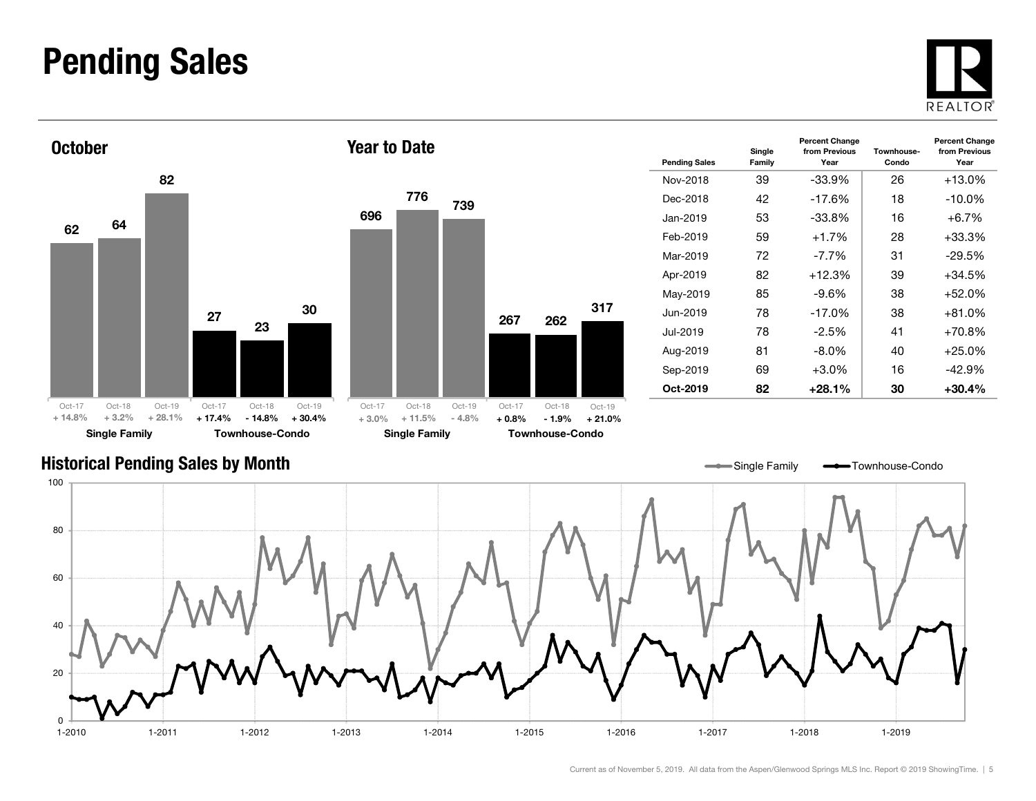# Pending Sales

## October

62
64
82
27
23
30

Oct-17 + 14.8%
Oct-18 + 3.2%
Oct-19 + 28.1%
Oct-17 + 17.4%
Oct-18 - 14.8%
Oct-19 + 30.4%

Single Family
Townhouse-Condo

## Year to Date

696
776
739
267
262
317

Oct-17 + 3.0%
Oct-18 + 11.5%
Oct-19 - 4.8%
Oct-17 + 0.8%
Oct-18 - 1.9%
Oct-19 + 21.0%

Single Family
Townhouse-Condo

| Pending Sales | Single Family | Percent Change from Previous Year | Townhouse-Condo | Percent Change from Previous Year |
|---|---|---|---|---|
| Nov-2018 | 39 | -33.9% | 26 | +13.0% |
| Dec-2018 | 42 | -17.6% | 18 | -10.0% |
| Jan-2019 | 53 | -33.8% | 16 | +6.7% |
| Feb-2019 | 59 | +1.7% | 28 | +33.3% |
| Mar-2019 | 72 | -7.7% | 31 | -29.5% |
| Apr-2019 | 82 | +12.3% | 39 | +34.5% |
| May-2019 | 85 | -9.6% | 38 | +52.0% |
| Jun-2019 | 78 | -17.0% | 38 | +81.0% |
| Jul-2019 | 78 | -2.5% | 41 | +70.8% |
| Aug-2019 | 81 | -8.0% | 40 | +25.0% |
| Sep-2019 | 69 | +3.0% | 16 | -42.9% |
| **Oct-2019** | **82** | **+28.1%** | **30** | **+30.4%** |

## Historical Pending Sales by Month

Single Family
Townhouse-Condo

100
80
60
40
20
0

1-2010
1-2011
1-2012
1-2013
1-2014
1-2015
1-2016
1-2017
1-2018
1-2019

Current as of November 5, 2019. All data from the Aspen/Glenwood Springs MLS Inc. Report © 2019 ShowingTime.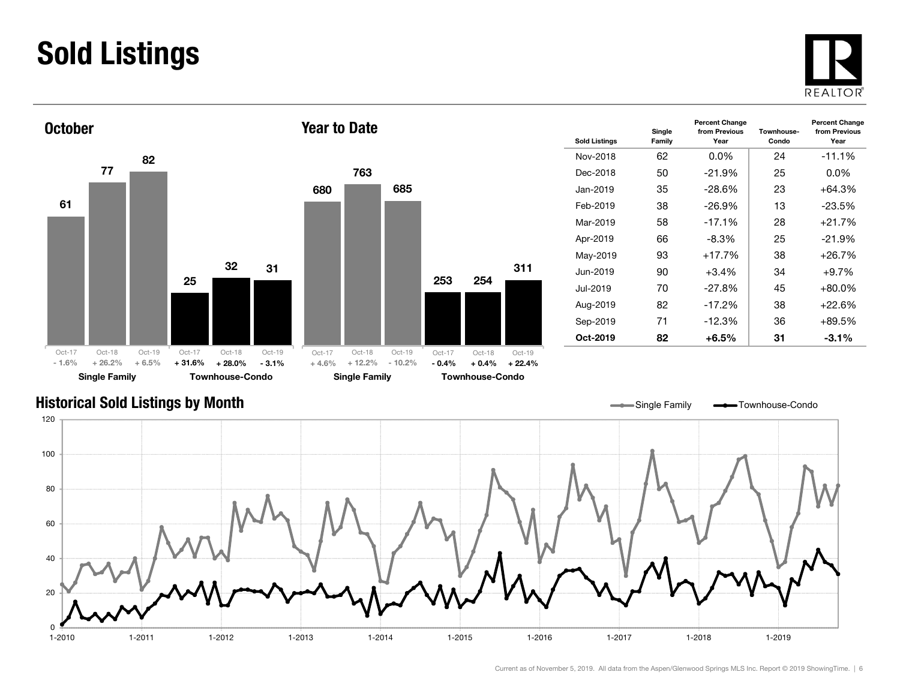# Sold Listings

REALTOR

## October

61
77
82
25
32
31

Oct-17 Oct-18 Oct-19 Oct-17 Oct-18 Oct-19

- 1.6% + 26.2% + 6.5% + 31.6% + 28.0% - 3.1%

Single Family

Townhouse-Condo

## Year to Date

680
763
685
253
254
311

Oct-17 Oct-18 Oct-19 Oct-17 Oct-18 Oct-19

+ 4.6% + 12.2% - 10.2% - 0.4% + 0.4% + 22.4%

Single Family

Townhouse-Condo

| Sold Listings | Single Family | Percent Change from Previous Year | Townhouse-Condo | Percent Change from Previous Year |
|---|---|---|---|---|
| Nov-2018 | 62 | 0.0% | 24 | -11.1% |
| Dec-2018 | 50 | -21.9% | 25 | 0.0% |
| Jan-2019 | 35 | -28.6% | 23 | +64.3% |
| Feb-2019 | 38 | -26.9% | 13 | -23.5% |
| Mar-2019 | 58 | -17.1% | 28 | +21.7% |
| Apr-2019 | 66 | -8.3% | 25 | -21.9% |
| May-2019 | 93 | +17.7% | 38 | +26.7% |
| Jun-2019 | 90 | +3.4% | 34 | +9.7% |
| Jul-2019 | 70 | -27.8% | 45 | +80.0% |
| Aug-2019 | 82 | -17.2% | 38 | +22.6% |
| Sep-2019 | 71 | -12.3% | 36 | +89.5% |
| **Oct-2019** | **82** | **+6.5%** | **31** | **-3.1%** |

## Historical Sold Listings by Month

Single Family
Townhouse-Condo

120
100
80
60
40
20
0

1-2010 1-2011 1-2012 1-2013 1-2014 1-2015 1-2016 1-2017 1-2018 1-2019

Current as of November 5, 2019. All data from the Aspen/Glenwood Springs MLS Inc. Report © 2019 ShowingTime.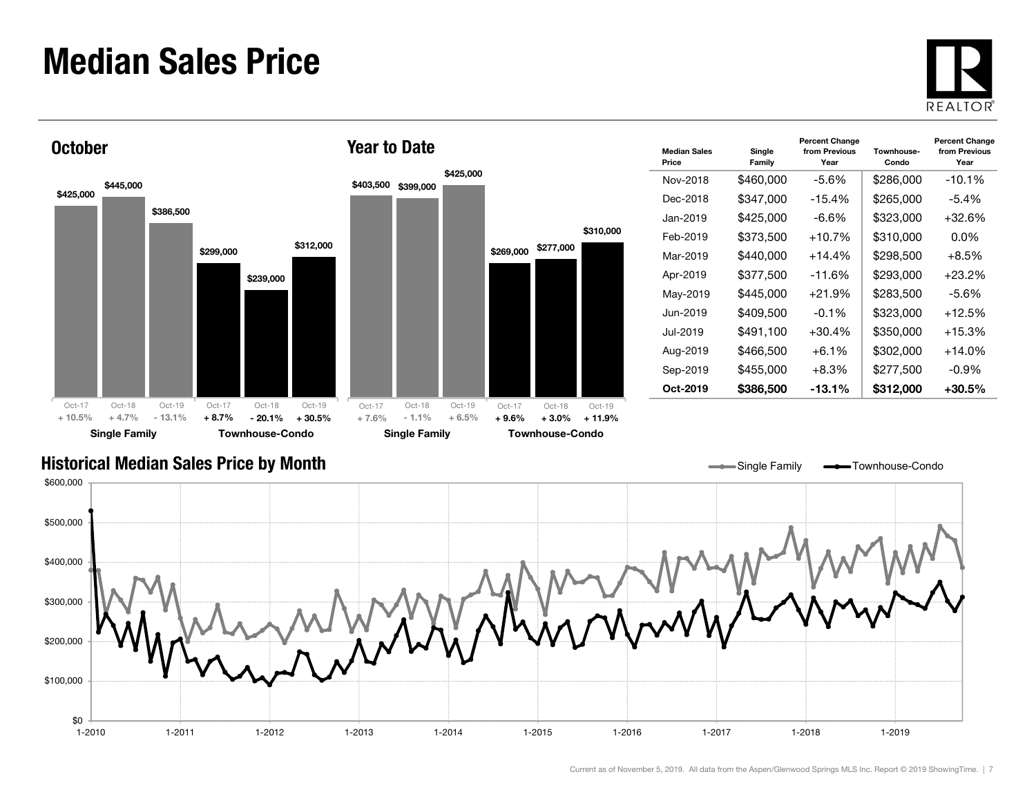# Median Sales Price

## October

| | Oct-17 | Oct-18 | Oct-19 |
|---|---|---|---|
| Single Family | $425,000 | $445,000 | $386,500 |
| | + 10.5% | + 4.7% | - 13.1% |
| Townhouse-Condo | $299,000 | $239,000 | $312,000 |
| | + 8.7% | - 20.1% | + 30.5% |

## Year to Date

| | Oct-17 | Oct-18 | Oct-19 |
|---|---|---|---|
| Single Family | $403,500 | $399,000 | $425,000 |
| | + 7.6% | - 1.1% | + 6.5% |
| Townhouse-Condo | $269,000 | $277,000 | $310,000 |
| | + 9.6% | + 3.0% | + 11.9% |

| Median Sales Price | Single Family | Percent Change from Previous Year | Townhouse-Condo | Percent Change from Previous Year |
|---|---|---|---|---|
| Nov-2018 | $460,000 | -5.6% | $286,000 | -10.1% |
| Dec-2018 | $347,000 | -15.4% | $265,000 | -5.4% |
| Jan-2019 | $425,000 | -6.6% | $323,000 | +32.6% |
| Feb-2019 | $373,500 | +10.7% | $310,000 | 0.0% |
| Mar-2019 | $440,000 | +14.4% | $298,500 | +8.5% |
| Apr-2019 | $377,500 | -11.6% | $293,000 | +23.2% |
| May-2019 | $445,000 | +21.9% | $283,500 | -5.6% |
| Jun-2019 | $409,500 | -0.1% | $323,000 | +12.5% |
| Jul-2019 | $491,100 | +30.4% | $350,000 | +15.3% |
| Aug-2019 | $466,500 | +6.1% | $302,000 | +14.0% |
| Sep-2019 | $455,000 | +8.3% | $277,500 | -0.9% |
| **Oct-2019** | **$386,500** | **-13.1%** | **$312,000** | **+30.5%** |

## Historical Median Sales Price by Month

Single Family — Townhouse-Condo

Current as of November 5, 2019. All data from the Aspen/Glenwood Springs MLS Inc. Report © 2019 ShowingTime.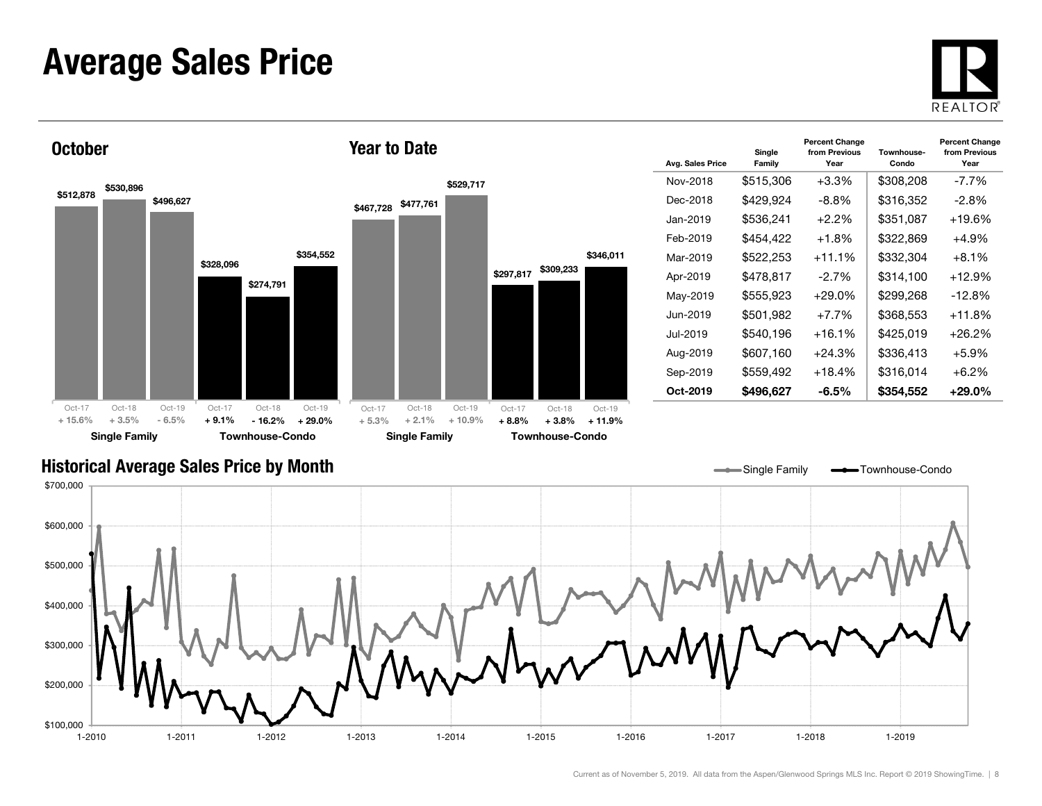# Average Sales Price

## October

$512,878
$530,896
$496,627
$328,096
$274,791
$354,552

Oct-17 Oct-18 Oct-19 Oct-17 Oct-18 Oct-19

+ 15.6% + 3.5% - 6.5% + 9.1% - 16.2% + 29.0%

Single Family Townhouse-Condo

## Year to Date

$467,728
$477,761
$529,717
$297,817
$309,233
$346,011

Oct-17 Oct-18 Oct-19 Oct-17 Oct-18 Oct-19

+ 5.3% + 2.1% + 10.9% + 8.8% + 3.8% + 11.9%

Single Family Townhouse-Condo

| Avg. Sales Price | Single Family | Percent Change from Previous Year | Townhouse-Condo | Percent Change from Previous Year |
|---|---|---|---|---|
| Nov-2018 | $515,306 | +3.3% | $308,208 | -7.7% |
| Dec-2018 | $429,924 | -8.8% | $316,352 | -2.8% |
| Jan-2019 | $536,241 | +2.2% | $351,087 | +19.6% |
| Feb-2019 | $454,422 | +1.8% | $322,869 | +4.9% |
| Mar-2019 | $522,253 | +11.1% | $332,304 | +8.1% |
| Apr-2019 | $478,817 | -2.7% | $314,100 | +12.9% |
| May-2019 | $555,923 | +29.0% | $299,268 | -12.8% |
| Jun-2019 | $501,982 | +7.7% | $368,553 | +11.8% |
| Jul-2019 | $540,196 | +16.1% | $425,019 | +26.2% |
| Aug-2019 | $607,160 | +24.3% | $336,413 | +5.9% |
| Sep-2019 | $559,492 | +18.4% | $316,014 | +6.2% |
| **Oct-2019** | **$496,627** | **-6.5%** | **$354,552** | **+29.0%** |

## Historical Average Sales Price by Month

Single Family
Townhouse-Condo

$700,000
$600,000
$500,000
$400,000
$300,000
$200,000
$100,000

1-2010 1-2011 1-2012 1-2013 1-2014 1-2015 1-2016 1-2017 1-2018 1-2019

Current as of November 5, 2019. All data from the Aspen/Glenwood Springs MLS Inc. Report © 2019 ShowingTime.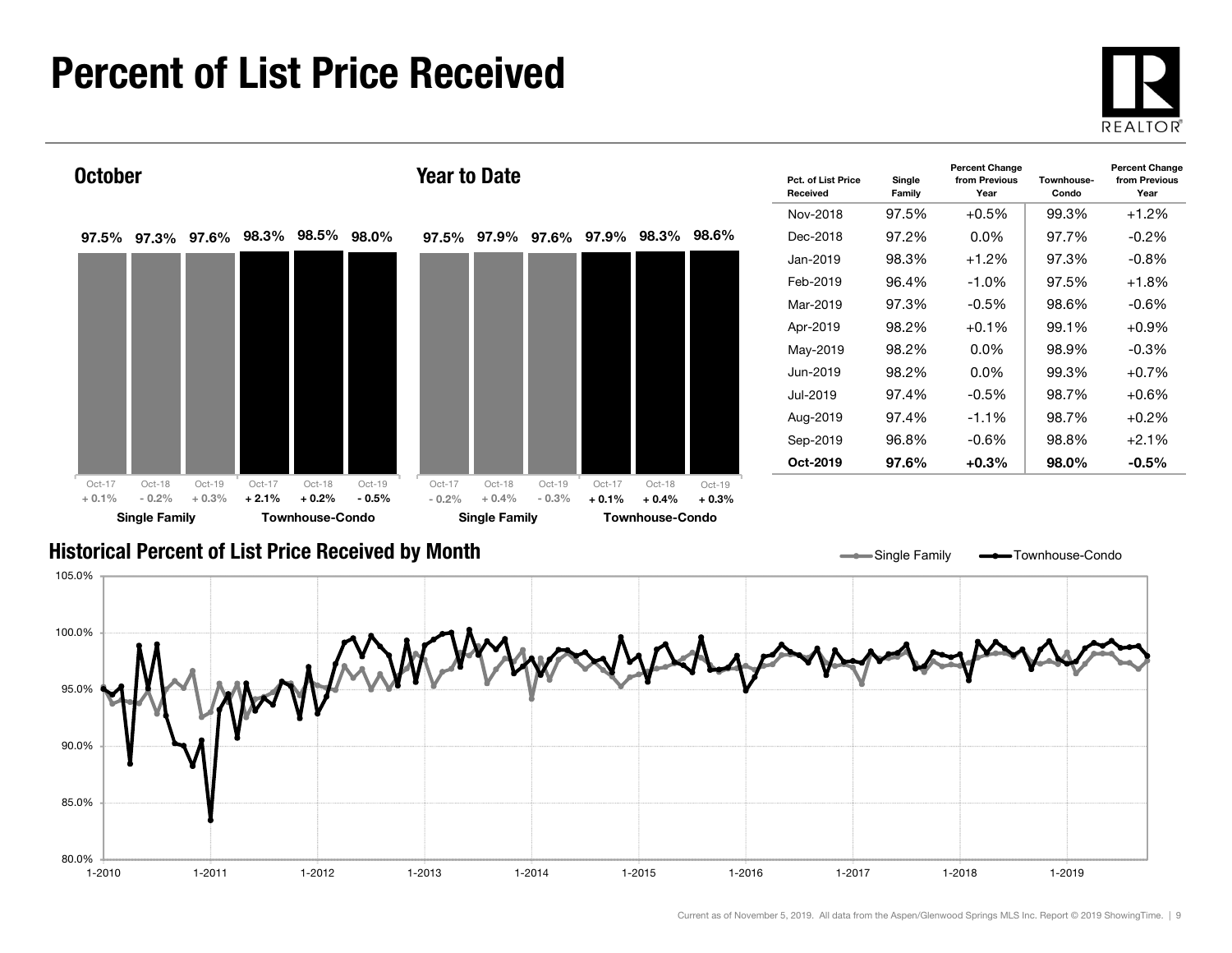# Percent of List Price Received

## October

97.5% 97.3% 97.6% 98.3% 98.5% 98.0%

Oct-17 Oct-18 Oct-19 Oct-17 Oct-18 Oct-19

+ 0.1% - 0.2% + 0.3% + 2.1% + 0.2% - 0.5%

Single Family Townhouse-Condo

## Year to Date

97.5% 97.9% 97.6% 97.9% 98.3% 98.6%

Oct-17 Oct-18 Oct-19 Oct-17 Oct-18 Oct-19

- 0.2% + 0.4% - 0.3% + 0.1% + 0.4% + 0.3%

Single Family Townhouse-Condo

| Pct. of List Price Received | Single Family | Percent Change from Previous Year | Townhouse-Condo | Percent Change from Previous Year |
|---|---|---|---|---|
| Nov-2018 | 97.5% | +0.5% | 99.3% | +1.2% |
| Dec-2018 | 97.2% | 0.0% | 97.7% | -0.2% |
| Jan-2019 | 98.3% | +1.2% | 97.3% | -0.8% |
| Feb-2019 | 96.4% | -1.0% | 97.5% | +1.8% |
| Mar-2019 | 97.3% | -0.5% | 98.6% | -0.6% |
| Apr-2019 | 98.2% | +0.1% | 99.1% | +0.9% |
| May-2019 | 98.2% | 0.0% | 98.9% | -0.3% |
| Jun-2019 | 98.2% | 0.0% | 99.3% | +0.7% |
| Jul-2019 | 97.4% | -0.5% | 98.7% | +0.6% |
| Aug-2019 | 97.4% | -1.1% | 98.7% | +0.2% |
| Sep-2019 | 96.8% | -0.6% | 98.8% | +2.1% |
| **Oct-2019** | **97.6%** | **+0.3%** | **98.0%** | **-0.5%** |

## Historical Percent of List Price Received by Month

Single Family Townhouse-Condo

105.0% 100.0% 95.0% 90.0% 85.0% 80.0%

1-2010 1-2011 1-2012 1-2013 1-2014 1-2015 1-2016 1-2017 1-2018 1-2019

Current as of November 5, 2019. All data from the Aspen/Glenwood Springs MLS Inc. Report © 2019 ShowingTime.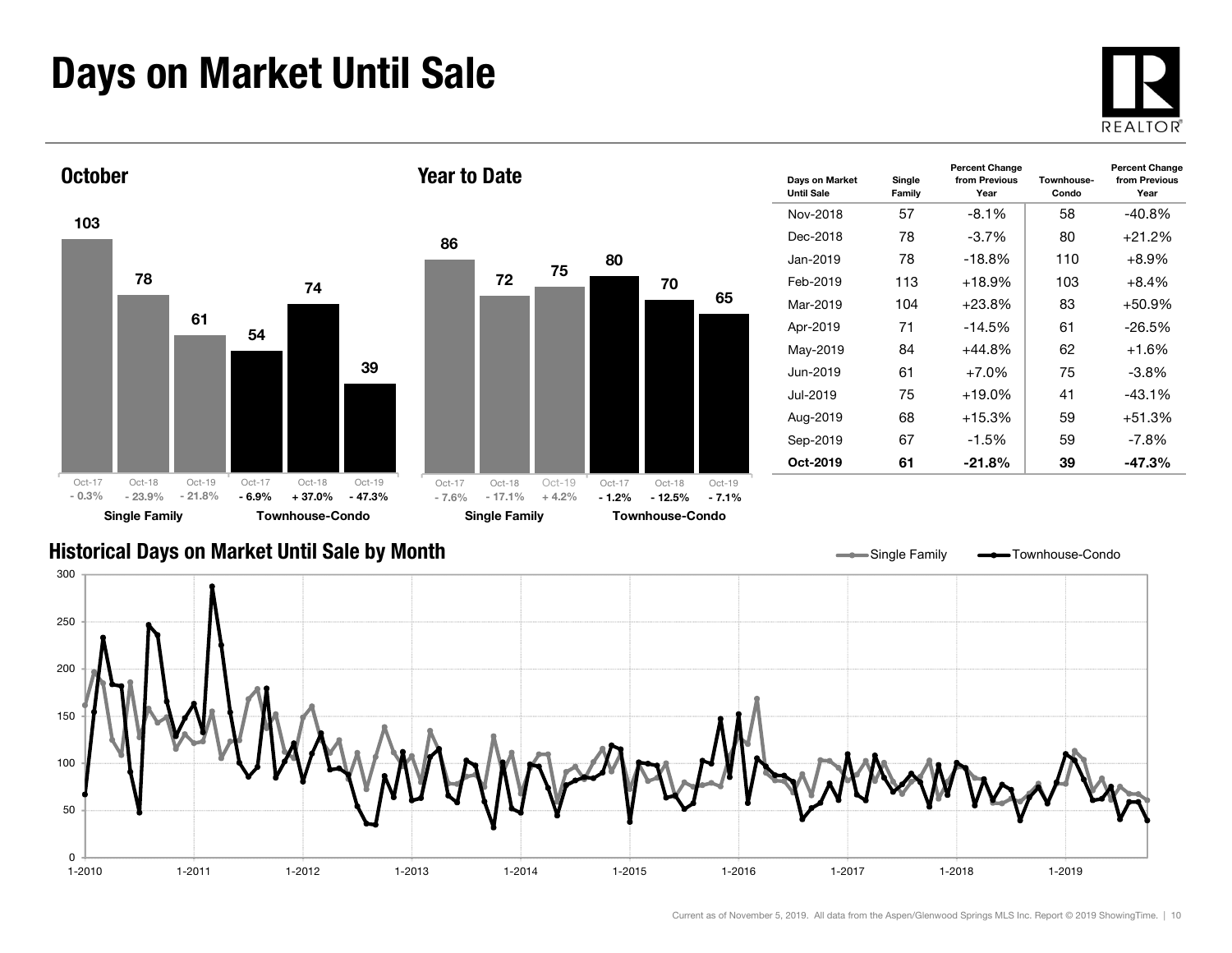# Days on Market Until Sale

## October

103
78
61
54
74
39

Oct-17 - 0.3%
Oct-18 - 23.9%
Oct-19 - 21.8%
Oct-17 - 6.9%
Oct-18 + 37.0%
Oct-19 - 47.3%

Single Family
Townhouse-Condo

## Year to Date

86
72
75
80
70
65

Oct-17 - 7.6%
Oct-18 - 17.1%
Oct-19 + 4.2%
Oct-17 - 1.2%
Oct-18 - 12.5%
Oct-19 - 7.1%

Single Family
Townhouse-Condo

| Days on Market Until Sale | Single Family | Percent Change from Previous Year | Townhouse-Condo | Percent Change from Previous Year |
|---|---|---|---|---|
| Nov-2018 | 57 | -8.1% | 58 | -40.8% |
| Dec-2018 | 78 | -3.7% | 80 | +21.2% |
| Jan-2019 | 78 | -18.8% | 110 | +8.9% |
| Feb-2019 | 113 | +18.9% | 103 | +8.4% |
| Mar-2019 | 104 | +23.8% | 83 | +50.9% |
| Apr-2019 | 71 | -14.5% | 61 | -26.5% |
| May-2019 | 84 | +44.8% | 62 | +1.6% |
| Jun-2019 | 61 | +7.0% | 75 | -3.8% |
| Jul-2019 | 75 | +19.0% | 41 | -43.1% |
| Aug-2019 | 68 | +15.3% | 59 | +51.3% |
| Sep-2019 | 67 | -1.5% | 59 | -7.8% |
| **Oct-2019** | **61** | **-21.8%** | **39** | **-47.3%** |

## Historical Days on Market Until Sale by Month

Single Family
Townhouse-Condo

300
250
200
150
100
50
0

1-2010
1-2011
1-2012
1-2013
1-2014
1-2015
1-2016
1-2017
1-2018
1-2019

Current as of November 5, 2019. All data from the Aspen/Glenwood Springs MLS Inc. Report © 2019 ShowingTime.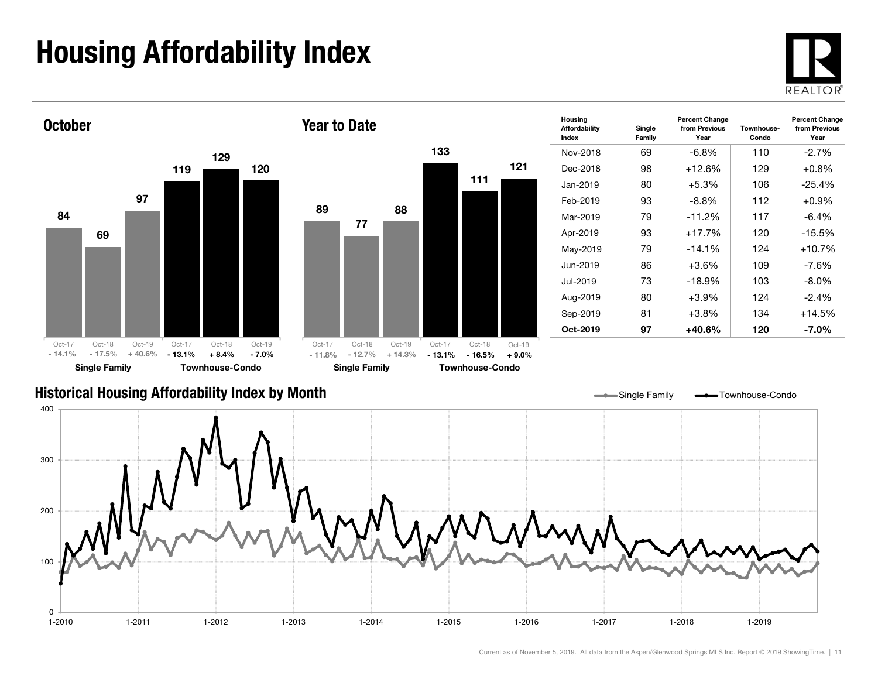# Housing Affordability Index

REALTOR®

## October

84
69
97
119
129
120

Oct-17 - 14.1%
Oct-18 - 17.5%
Oct-19 + 40.6%
Oct-17 - 13.1%
Oct-18 + 8.4%
Oct-19 - 7.0%

Single Family
Townhouse-Condo

## Year to Date

89
77
88
133
111
121

Oct-17 - 11.8%
Oct-18 - 12.7%
Oct-19 + 14.3%
Oct-17 - 13.1%
Oct-18 - 16.5%
Oct-19 + 9.0%

Single Family
Townhouse-Condo

| Housing Affordability Index | Single Family | Percent Change from Previous Year | Townhouse-Condo | Percent Change from Previous Year |
|---|---|---|---|---|
| Nov-2018 | 69 | -6.8% | 110 | -2.7% |
| Dec-2018 | 98 | +12.6% | 129 | +0.8% |
| Jan-2019 | 80 | +5.3% | 106 | -25.4% |
| Feb-2019 | 93 | -8.8% | 112 | +0.9% |
| Mar-2019 | 79 | -11.2% | 117 | -6.4% |
| Apr-2019 | 93 | +17.7% | 120 | -15.5% |
| May-2019 | 79 | -14.1% | 124 | +10.7% |
| Jun-2019 | 86 | +3.6% | 109 | -7.6% |
| Jul-2019 | 73 | -18.9% | 103 | -8.0% |
| Aug-2019 | 80 | +3.9% | 124 | -2.4% |
| Sep-2019 | 81 | +3.8% | 134 | +14.5% |
| **Oct-2019** | **97** | **+40.6%** | **120** | **-7.0%** |

## Historical Housing Affordability Index by Month

Single Family
Townhouse-Condo

400
300
200
100
0

1-2010
1-2011
1-2012
1-2013
1-2014
1-2015
1-2016
1-2017
1-2018
1-2019

Current as of November 5, 2019. All data from the Aspen/Glenwood Springs MLS Inc. Report © 2019 ShowingTime.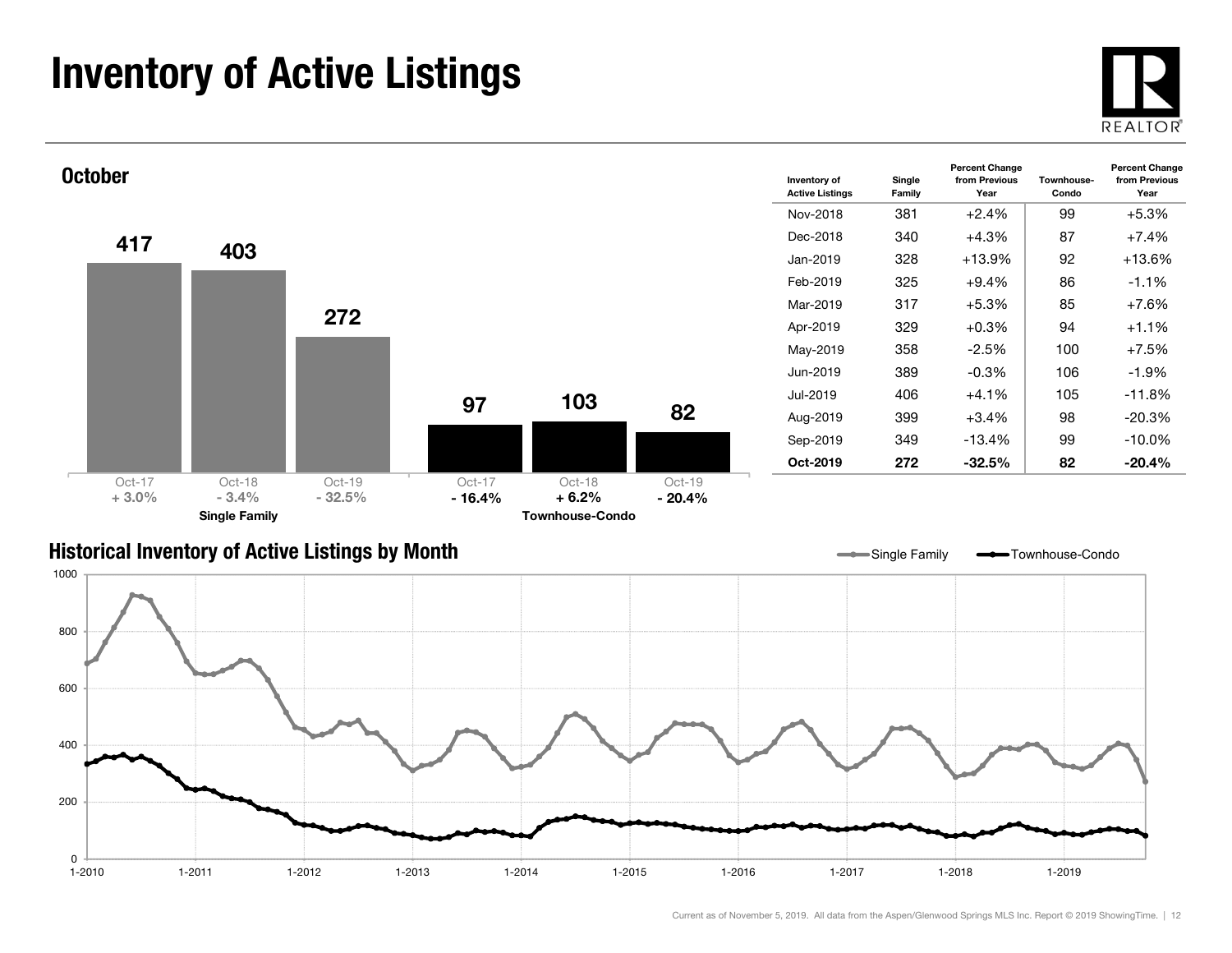# Inventory of Active Listings

REALTOR®

## October

417
403
272
97
103
82

Oct-17 + 3.0%
Oct-18 - 3.4%
Oct-19 - 32.5%
Single Family

Oct-17 - 16.4%
Oct-18 + 6.2%
Oct-19 - 20.4%
Townhouse-Condo

| Inventory of Active Listings | Single Family | Percent Change from Previous Year | Townhouse-Condo | Percent Change from Previous Year |
|---|---|---|---|---|
| Nov-2018 | 381 | +2.4% | 99 | +5.3% |
| Dec-2018 | 340 | +4.3% | 87 | +7.4% |
| Jan-2019 | 328 | +13.9% | 92 | +13.6% |
| Feb-2019 | 325 | +9.4% | 86 | -1.1% |
| Mar-2019 | 317 | +5.3% | 85 | +7.6% |
| Apr-2019 | 329 | +0.3% | 94 | +1.1% |
| May-2019 | 358 | -2.5% | 100 | +7.5% |
| Jun-2019 | 389 | -0.3% | 106 | -1.9% |
| Jul-2019 | 406 | +4.1% | 105 | -11.8% |
| Aug-2019 | 399 | +3.4% | 98 | -20.3% |
| Sep-2019 | 349 | -13.4% | 99 | -10.0% |
| **Oct-2019** | **272** | **-32.5%** | **82** | **-20.4%** |

## Historical Inventory of Active Listings by Month

Single Family
Townhouse-Condo

1000
800
600
400
200
0

1-2010 1-2011 1-2012 1-2013 1-2014 1-2015 1-2016 1-2017 1-2018 1-2019

Current as of November 5, 2019. All data from the Aspen/Glenwood Springs MLS Inc. Report © 2019 ShowingTime.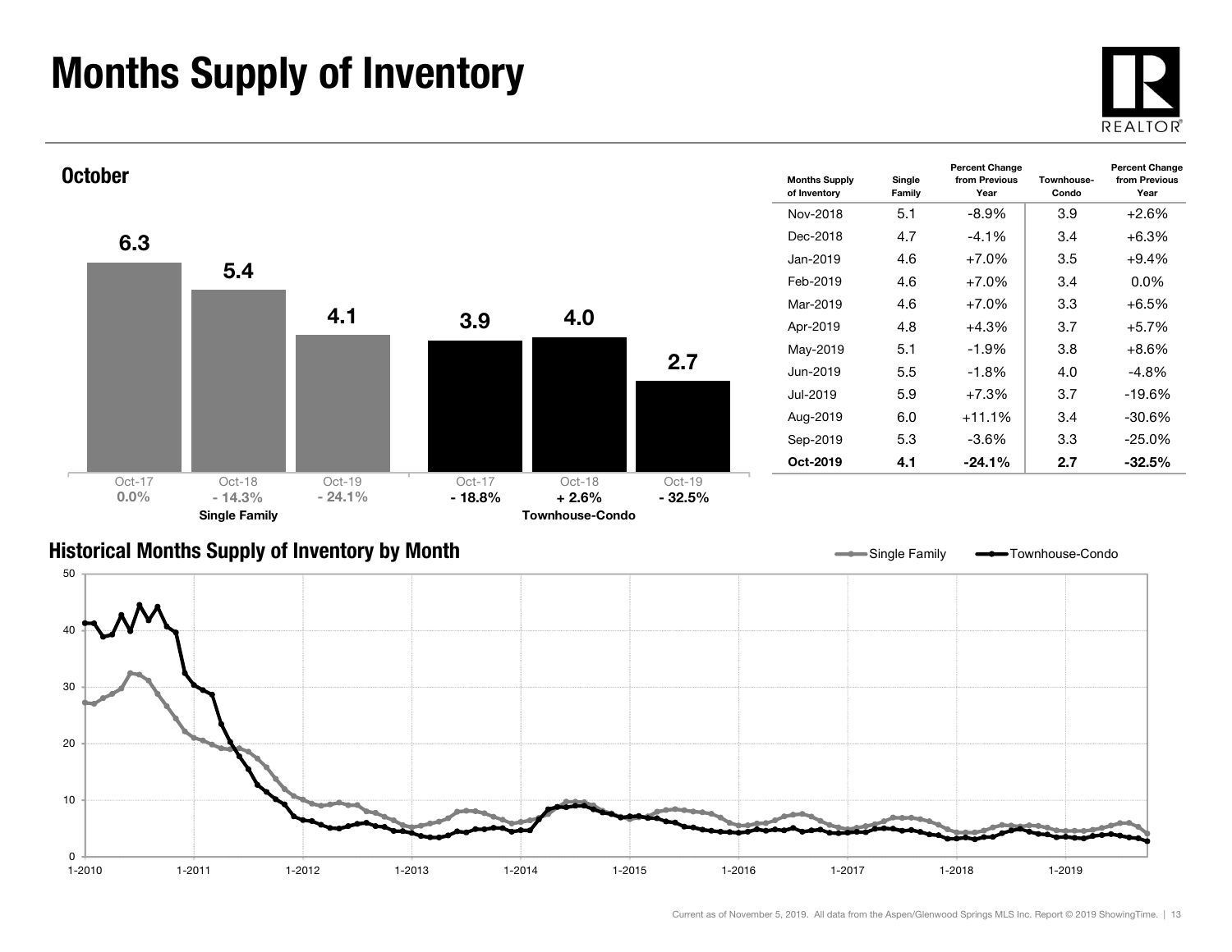# Months Supply of Inventory

## October

6.3
5.4
4.1
3.9
4.0
2.7

Oct-17
0.0%
Oct-18
- 14.3%
Oct-19
- 24.1%
Single Family

Oct-17
- 18.8%
Oct-18
+ 2.6%
Oct-19
- 32.5%
Townhouse-Condo

| Months Supply of Inventory | Single Family | Percent Change from Previous Year | Townhouse-Condo | Percent Change from Previous Year |
|---|---|---|---|---|
| Nov-2018 | 5.1 | -8.9% | 3.9 | +2.6% |
| Dec-2018 | 4.7 | -4.1% | 3.4 | +6.3% |
| Jan-2019 | 4.6 | +7.0% | 3.5 | +9.4% |
| Feb-2019 | 4.6 | +7.0% | 3.4 | 0.0% |
| Mar-2019 | 4.6 | +7.0% | 3.3 | +6.5% |
| Apr-2019 | 4.8 | +4.3% | 3.7 | +5.7% |
| May-2019 | 5.1 | -1.9% | 3.8 | +8.6% |
| Jun-2019 | 5.5 | -1.8% | 4.0 | -4.8% |
| Jul-2019 | 5.9 | +7.3% | 3.7 | -19.6% |
| Aug-2019 | 6.0 | +11.1% | 3.4 | -30.6% |
| Sep-2019 | 5.3 | -3.6% | 3.3 | -25.0% |
| **Oct-2019** | **4.1** | **-24.1%** | **2.7** | **-32.5%** |

## Historical Months Supply of Inventory by Month

Single Family
Townhouse-Condo

50
40
30
20
10
0

1-2010
1-2011
1-2012
1-2013
1-2014
1-2015
1-2016
1-2017
1-2018
1-2019

Current as of November 5, 2019. All data from the Aspen/Glenwood Springs MLS Inc. Report © 2019 ShowingTime.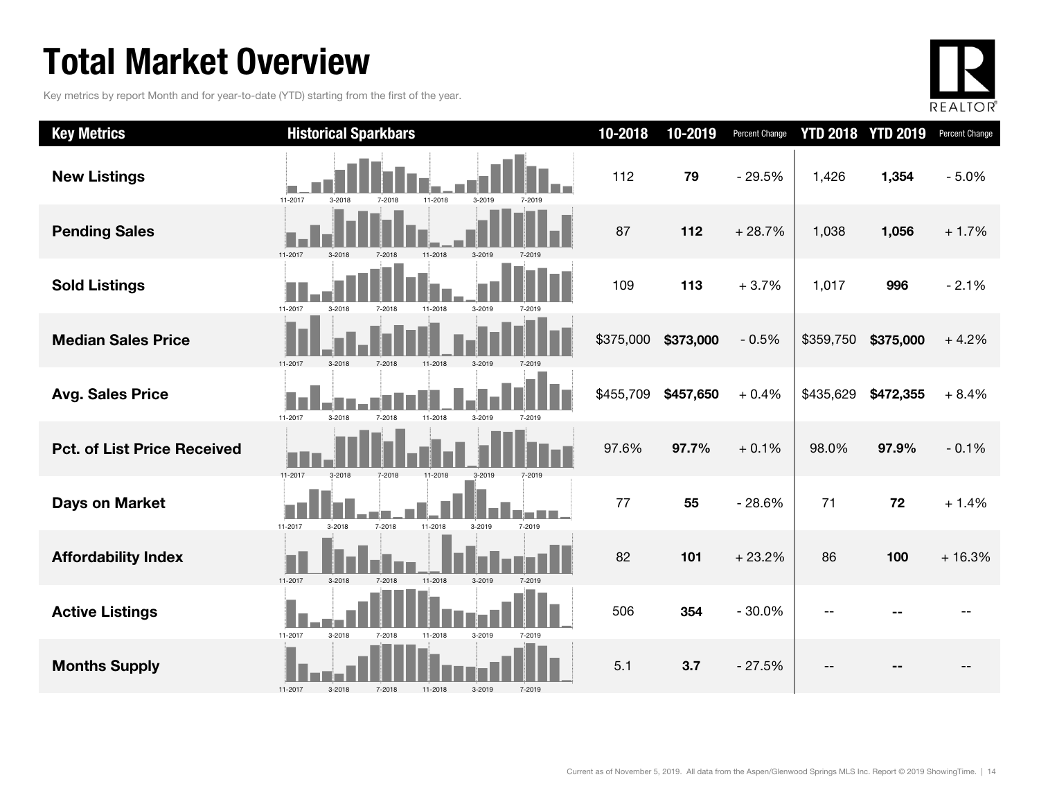# Total Market Overview

Key metrics by report Month and for year-to-date (YTD) starting from the first of the year.

| Key Metrics | Historical Sparkbars | 10-2018 | 10-2019 | Percent Change | YTD 2018 | YTD 2019 | Percent Change |
|---|---|---|---|---|---|---|---|
| **New Listings** | 11-2017 3-2018 7-2018 11-2018 3-2019 7-2019 | 112 | **79** | - 29.5% | 1,426 | **1,354** | - 5.0% |
| **Pending Sales** | 11-2017 3-2018 7-2018 11-2018 3-2019 7-2019 | 87 | **112** | + 28.7% | 1,038 | **1,056** | + 1.7% |
| **Sold Listings** | 11-2017 3-2018 7-2018 11-2018 3-2019 7-2019 | 109 | **113** | + 3.7% | 1,017 | **996** | - 2.1% |
| **Median Sales Price** | 11-2017 3-2018 7-2018 11-2018 3-2019 7-2019 | $375,000 | **$373,000** | - 0.5% | $359,750 | **$375,000** | + 4.2% |
| **Avg. Sales Price** | 11-2017 3-2018 7-2018 11-2018 3-2019 7-2019 | $455,709 | **$457,650** | + 0.4% | $435,629 | **$472,355** | + 8.4% |
| **Pct. of List Price Received** | 11-2017 3-2018 7-2018 11-2018 3-2019 7-2019 | 97.6% | **97.7%** | + 0.1% | 98.0% | **97.9%** | - 0.1% |
| **Days on Market** | 11-2017 3-2018 7-2018 11-2018 3-2019 7-2019 | 77 | **55** | - 28.6% | 71 | **72** | + 1.4% |
| **Affordability Index** | 11-2017 3-2018 7-2018 11-2018 3-2019 7-2019 | 82 | **101** | + 23.2% | 86 | **100** | + 16.3% |
| **Active Listings** | 11-2017 3-2018 7-2018 11-2018 3-2019 7-2019 | 506 | **354** | - 30.0% | -- | **--** | -- |
| **Months Supply** | 11-2017 3-2018 7-2018 11-2018 3-2019 7-2019 | 5.1 | **3.7** | - 27.5% | -- | **--** | -- |

Current as of November 5, 2019. All data from the Aspen/Glenwood Springs MLS Inc. Report © 2019 ShowingTime.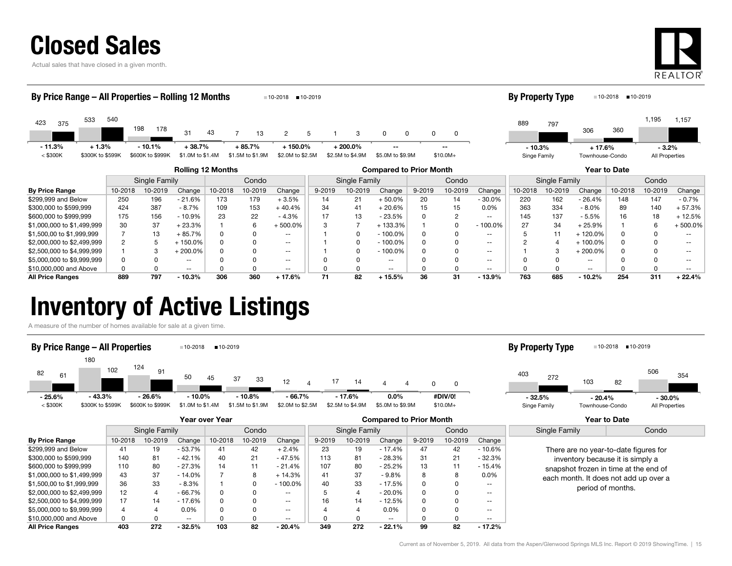# Closed Sales

Actual sales that have closed in a given month.

## By Price Range – All Properties – Rolling 12 Months

10-2018 10-2019

423 375
533 540
198 178
31 43
7 13
2 5
1 3
0 0
0 0

- 11.3% < $300K
+ 1.3% $300K to $599K
- 10.1% $600K to $999K
+ 38.7% $1.0M to $1.4M
+ 85.7% $1.5M to $1.9M
+ 150.0% $2.0M to $2.5M
+ 200.0% $2.5M to $4.9M
-- $5.0M to $9.9M
-- $10.0M+

## By Property Type

10-2018 10-2019

889 797
306 360
1,195 1,157

- 10.3% Singe Family
+ 17.6% Townhouse-Condo
- 3.2% All Properties

| | Rolling 12 Months | | | | | | Compared to Prior Month | | | | | | Year to Date | | | | | |
|---|---|---|---|---|---|---|---|---|---|---|---|---|---|---|---|---|---|---|
| | Single Family | | | Condo | | | Single Family | | | Condo | | | Single Family | | | Condo | | |
| By Price Range | 10-2018 | 10-2019 | Change | 10-2018 | 10-2019 | Change | 9-2019 | 10-2019 | Change | 9-2019 | 10-2019 | Change | 10-2018 | 10-2019 | Change | 10-2018 | 10-2019 | Change |
| $299,999 and Below | 250 | 196 | - 21.6% | 173 | 179 | + 3.5% | 14 | 21 | + 50.0% | 20 | 14 | - 30.0% | 220 | 162 | - 26.4% | 148 | 147 | - 0.7% |
| $300,000 to $599,999 | 424 | 387 | - 8.7% | 109 | 153 | + 40.4% | 34 | 41 | + 20.6% | 15 | 15 | 0.0% | 363 | 334 | - 8.0% | 89 | 140 | + 57.3% |
| $600,000 to $999,999 | 175 | 156 | - 10.9% | 23 | 22 | - 4.3% | 17 | 13 | - 23.5% | 0 | 2 | -- | 145 | 137 | - 5.5% | 16 | 18 | + 12.5% |
| $1,000,000 to $1,499,999 | 30 | 37 | + 23.3% | 1 | 6 | + 500.0% | 3 | 7 | + 133.3% | 1 | 0 | - 100.0% | 27 | 34 | + 25.9% | 1 | 6 | + 500.0% |
| $1,500,00 to $1,999,999 | 7 | 13 | + 85.7% | 0 | 0 | -- | 1 | 0 | - 100.0% | 0 | 0 | -- | 5 | 11 | + 120.0% | 0 | 0 | -- |
| $2,000,000 to $2,499,999 | 2 | 5 | + 150.0% | 0 | 0 | -- | 1 | 0 | - 100.0% | 0 | 0 | -- | 2 | 4 | + 100.0% | 0 | 0 | -- |
| $2,500,000 to $4,999,999 | 1 | 3 | + 200.0% | 0 | 0 | -- | 1 | 0 | - 100.0% | 0 | 0 | -- | 1 | 3 | + 200.0% | 0 | 0 | -- |
| $5,000,000 to $9,999,999 | 0 | 0 | -- | 0 | 0 | -- | 0 | 0 | -- | 0 | 0 | -- | 0 | 0 | -- | 0 | 0 | -- |
| $10,000,000 and Above | 0 | 0 | -- | 0 | 0 | -- | 0 | 0 | -- | 0 | 0 | -- | 0 | 0 | -- | 0 | 0 | -- |
| **All Price Ranges** | **889** | **797** | **- 10.3%** | **306** | **360** | **+ 17.6%** | **71** | **82** | **+ 15.5%** | **36** | **31** | **- 13.9%** | **763** | **685** | **- 10.2%** | **254** | **311** | **+ 22.4%** |

# Inventory of Active Listings

A measure of the number of homes available for sale at a given time.

## By Price Range – All Properties

10-2018 10-2019

82 61
180 102
124 91
50 45
37 33
12 4
17 14
4 4
0 0

- 25.6% < $300K
- 43.3% $300K to $599K
- 26.6% $600K to $999K
- 10.0% $1.0M to $1.4M
- 10.8% $1.5M to $1.9M
- 66.7% $2.0M to $2.5M
- 17.6% $2.5M to $4.9M
0.0% $5.0M to $9.9M
#DIV/0! $10.0M+

## By Property Type

10-2018 10-2019

403 272
103 82
506 354

- 32.5% Singe Family
- 20.4% Townhouse-Condo
- 30.0% All Properties

| | Year over Year | | | | | | Compared to Prior Month | | | | | |
|---|---|---|---|---|---|---|---|---|---|---|---|---|
| | Single Family | | | Condo | | | Single Family | | | Condo | | |
| By Price Range | 10-2018 | 10-2019 | Change | 10-2018 | 10-2019 | Change | 9-2019 | 10-2019 | Change | 9-2019 | 10-2019 | Change |
| $299,999 and Below | 41 | 19 | - 53.7% | 41 | 42 | + 2.4% | 23 | 19 | - 17.4% | 47 | 42 | - 10.6% |
| $300,000 to $599,999 | 140 | 81 | - 42.1% | 40 | 21 | - 47.5% | 113 | 81 | - 28.3% | 31 | 21 | - 32.3% |
| $600,000 to $999,999 | 110 | 80 | - 27.3% | 14 | 11 | - 21.4% | 107 | 80 | - 25.2% | 13 | 11 | - 15.4% |
| $1,000,000 to $1,499,999 | 43 | 37 | - 14.0% | 7 | 8 | + 14.3% | 41 | 37 | - 9.8% | 8 | 8 | 0.0% |
| $1,500,00 to $1,999,999 | 36 | 33 | - 8.3% | 1 | 0 | - 100.0% | 40 | 33 | - 17.5% | 0 | 0 | -- |
| $2,000,000 to $2,499,999 | 12 | 4 | - 66.7% | 0 | 0 | -- | 5 | 4 | - 20.0% | 0 | 0 | -- |
| $2,500,000 to $4,999,999 | 17 | 14 | - 17.6% | 0 | 0 | -- | 16 | 14 | - 12.5% | 0 | 0 | -- |
| $5,000,000 to $9,999,999 | 4 | 4 | 0.0% | 0 | 0 | -- | 4 | 4 | 0.0% | 0 | 0 | -- |
| $10,000,000 and Above | 0 | 0 | -- | 0 | 0 | -- | 0 | 0 | -- | 0 | 0 | -- |
| **All Price Ranges** | **403** | **272** | **- 32.5%** | **103** | **82** | **- 20.4%** | **349** | **272** | **- 22.1%** | **99** | **82** | **- 17.2%** |

**Year to Date**

| Single Family | Condo |
|---|---|

There are no year-to-date figures for inventory because it is simply a snapshot frozen in time at the end of each month. It does not add up over a period of months.

Current as of November 5, 2019. All data from the Aspen/Glenwood Springs MLS Inc. Report © 2019 ShowingTime.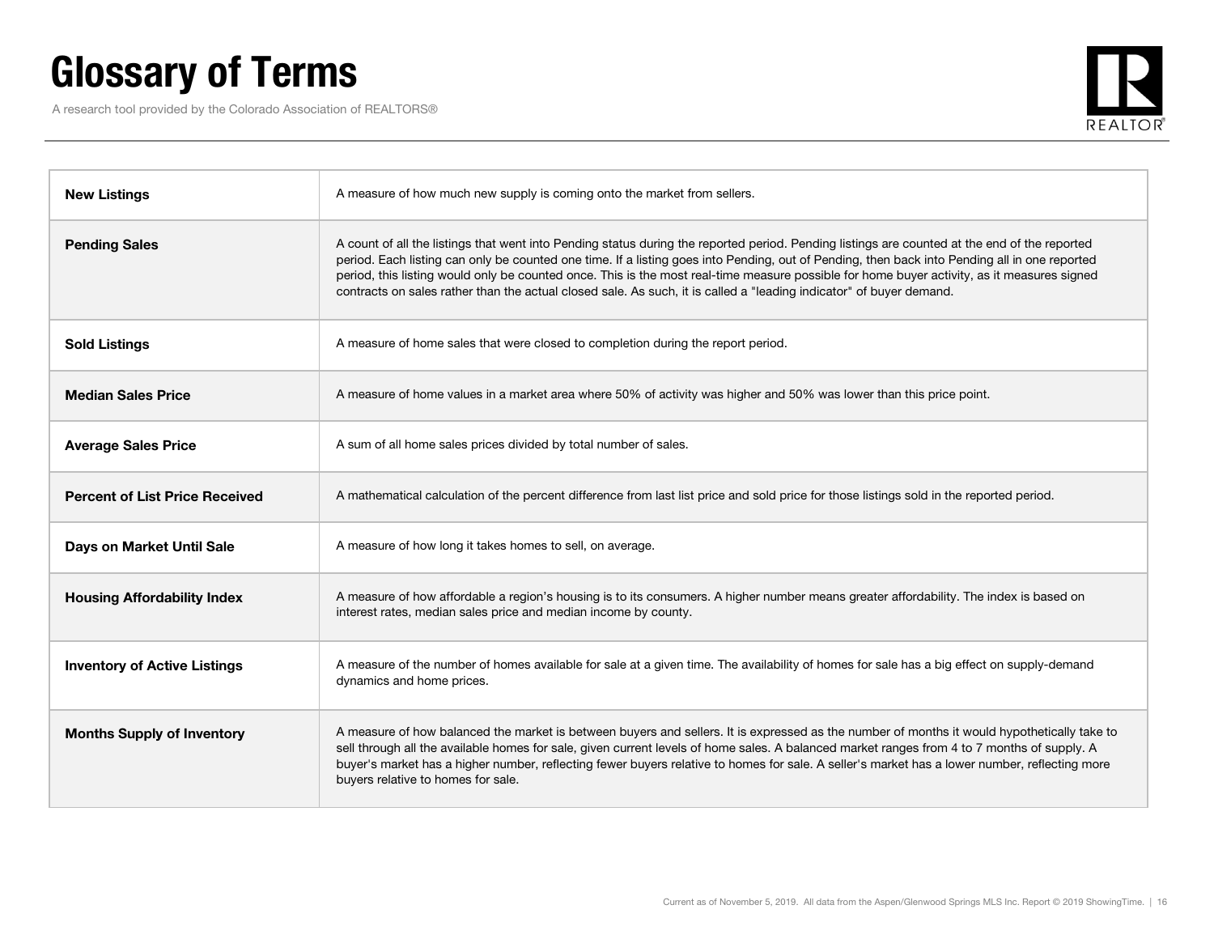# Glossary of Terms

A research tool provided by the Colorado Association of REALTORS®

| | |
|---|---|
| **New Listings** | A measure of how much new supply is coming onto the market from sellers. |
| **Pending Sales** | A count of all the listings that went into Pending status during the reported period. Pending listings are counted at the end of the reported period. Each listing can only be counted one time. If a listing goes into Pending, out of Pending, then back into Pending all in one reported period, this listing would only be counted once. This is the most real-time measure possible for home buyer activity, as it measures signed contracts on sales rather than the actual closed sale. As such, it is called a "leading indicator" of buyer demand. |
| **Sold Listings** | A measure of home sales that were closed to completion during the report period. |
| **Median Sales Price** | A measure of home values in a market area where 50% of activity was higher and 50% was lower than this price point. |
| **Average Sales Price** | A sum of all home sales prices divided by total number of sales. |
| **Percent of List Price Received** | A mathematical calculation of the percent difference from last list price and sold price for those listings sold in the reported period. |
| **Days on Market Until Sale** | A measure of how long it takes homes to sell, on average. |
| **Housing Affordability Index** | A measure of how affordable a region's housing is to its consumers. A higher number means greater affordability. The index is based on interest rates, median sales price and median income by county. |
| **Inventory of Active Listings** | A measure of the number of homes available for sale at a given time. The availability of homes for sale has a big effect on supply-demand dynamics and home prices. |
| **Months Supply of Inventory** | A measure of how balanced the market is between buyers and sellers. It is expressed as the number of months it would hypothetically take to sell through all the available homes for sale, given current levels of home sales. A balanced market ranges from 4 to 7 months of supply. A buyer's market has a higher number, reflecting fewer buyers relative to homes for sale. A seller's market has a lower number, reflecting more buyers relative to homes for sale. |

Current as of November 5, 2019. All data from the Aspen/Glenwood Springs MLS Inc. Report © 2019 ShowingTime.